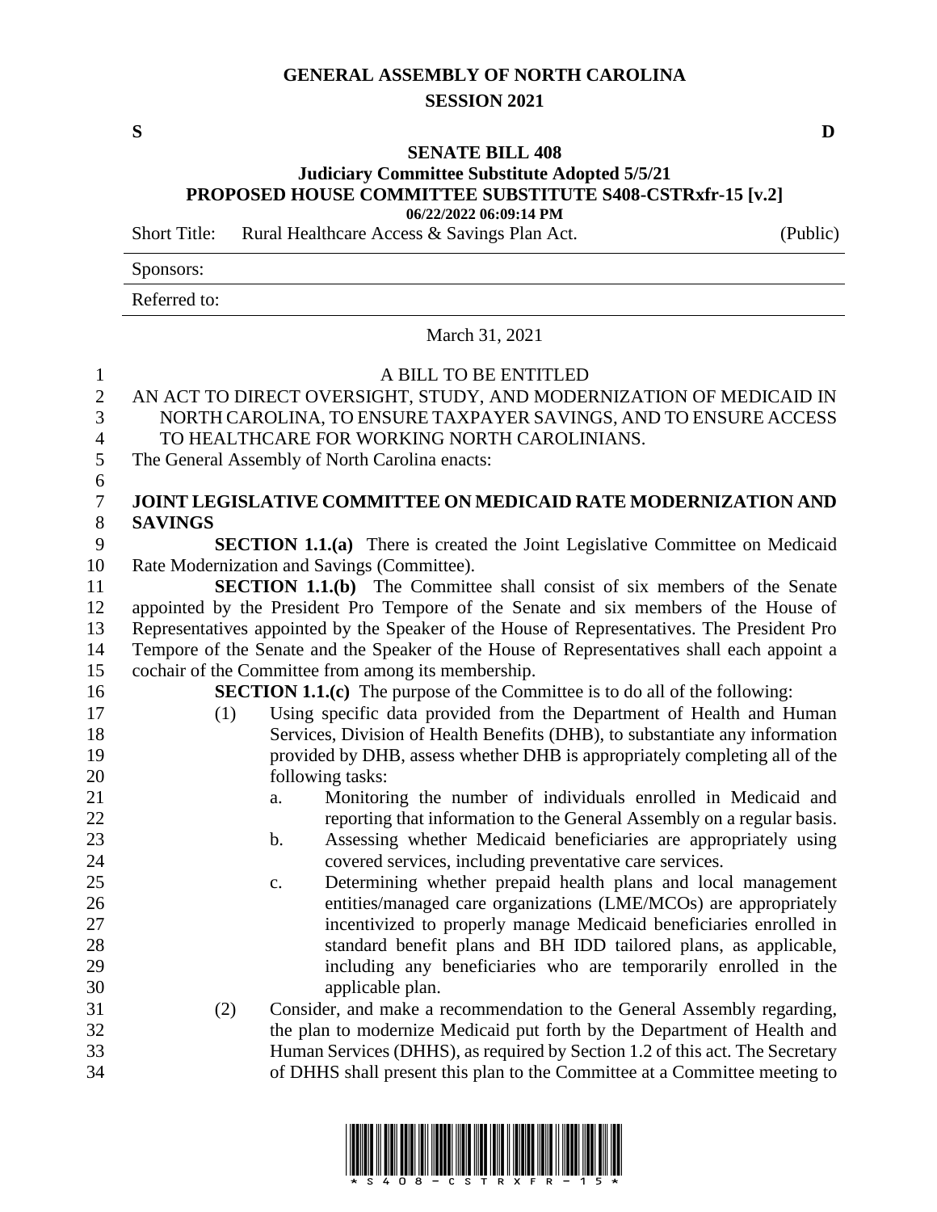# GENERAL ASSEMBLY OF NORTH CAROLINA
## SESSION 2021

**S** **D**

## SENATE BILL 408
### Judiciary Committee Substitute Adopted 5/5/21
### PROPOSED HOUSE COMMITTEE SUBSTITUTE S408-CSTRxfr-15 [v.2]

**06/22/2022 06:09:14 PM**

Short Title: Rural Healthcare Access & Savings Plan Act. (Public)

Sponsors:

Referred to:

March 31, 2021

A BILL TO BE ENTITLED

AN ACT TO DIRECT OVERSIGHT, STUDY, AND MODERNIZATION OF MEDICAID IN NORTH CAROLINA, TO ENSURE TAXPAYER SAVINGS, AND TO ENSURE ACCESS TO HEALTHCARE FOR WORKING NORTH CAROLINIANS.

The General Assembly of North Carolina enacts:

**JOINT LEGISLATIVE COMMITTEE ON MEDICAID RATE MODERNIZATION AND SAVINGS**

**SECTION 1.1.(a)** There is created the Joint Legislative Committee on Medicaid Rate Modernization and Savings (Committee).

**SECTION 1.1.(b)** The Committee shall consist of six members of the Senate appointed by the President Pro Tempore of the Senate and six members of the House of Representatives appointed by the Speaker of the House of Representatives. The President Pro Tempore of the Senate and the Speaker of the House of Representatives shall each appoint a cochair of the Committee from among its membership.

**SECTION 1.1.(c)** The purpose of the Committee is to do all of the following:

(1) Using specific data provided from the Department of Health and Human Services, Division of Health Benefits (DHB), to substantiate any information provided by DHB, assess whether DHB is appropriately completing all of the following tasks:

a. Monitoring the number of individuals enrolled in Medicaid and reporting that information to the General Assembly on a regular basis.

b. Assessing whether Medicaid beneficiaries are appropriately using covered services, including preventative care services.

c. Determining whether prepaid health plans and local management entities/managed care organizations (LME/MCOs) are appropriately incentivized to properly manage Medicaid beneficiaries enrolled in standard benefit plans and BH IDD tailored plans, as applicable, including any beneficiaries who are temporarily enrolled in the applicable plan.

(2) Consider, and make a recommendation to the General Assembly regarding, the plan to modernize Medicaid put forth by the Department of Health and Human Services (DHHS), as required by Section 1.2 of this act. The Secretary of DHHS shall present this plan to the Committee at a Committee meeting to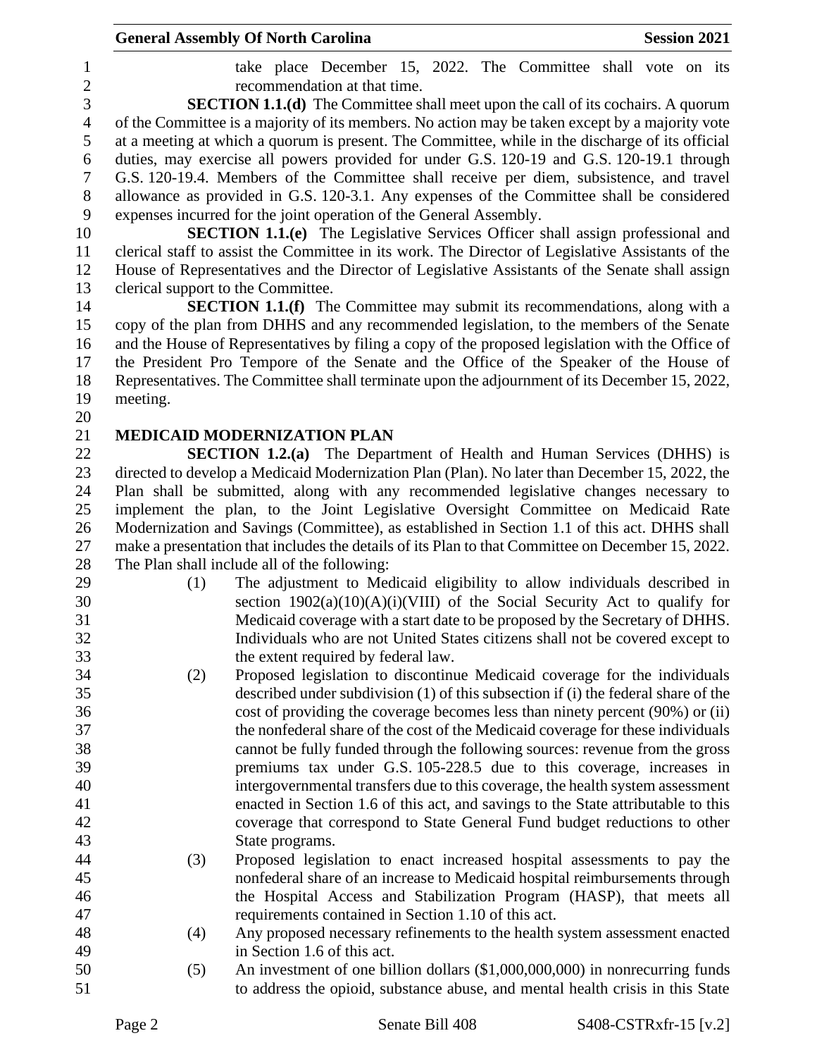take place December 15, 2022. The Committee shall vote on its recommendation at that time.

**SECTION 1.1.(d)** The Committee shall meet upon the call of its cochairs. A quorum of the Committee is a majority of its members. No action may be taken except by a majority vote at a meeting at which a quorum is present. The Committee, while in the discharge of its official duties, may exercise all powers provided for under G.S. 120-19 and G.S. 120-19.1 through G.S. 120-19.4. Members of the Committee shall receive per diem, subsistence, and travel allowance as provided in G.S. 120-3.1. Any expenses of the Committee shall be considered expenses incurred for the joint operation of the General Assembly.

**SECTION 1.1.(e)** The Legislative Services Officer shall assign professional and clerical staff to assist the Committee in its work. The Director of Legislative Assistants of the House of Representatives and the Director of Legislative Assistants of the Senate shall assign clerical support to the Committee.

**SECTION 1.1.(f)** The Committee may submit its recommendations, along with a copy of the plan from DHHS and any recommended legislation, to the members of the Senate and the House of Representatives by filing a copy of the proposed legislation with the Office of the President Pro Tempore of the Senate and the Office of the Speaker of the House of Representatives. The Committee shall terminate upon the adjournment of its December 15, 2022, meeting.

**MEDICAID MODERNIZATION PLAN**

**SECTION 1.2.(a)** The Department of Health and Human Services (DHHS) is directed to develop a Medicaid Modernization Plan (Plan). No later than December 15, 2022, the Plan shall be submitted, along with any recommended legislative changes necessary to implement the plan, to the Joint Legislative Oversight Committee on Medicaid Rate Modernization and Savings (Committee), as established in Section 1.1 of this act. DHHS shall make a presentation that includes the details of its Plan to that Committee on December 15, 2022. The Plan shall include all of the following:

(1) The adjustment to Medicaid eligibility to allow individuals described in section 1902(a)(10)(A)(i)(VIII) of the Social Security Act to qualify for Medicaid coverage with a start date to be proposed by the Secretary of DHHS. Individuals who are not United States citizens shall not be covered except to the extent required by federal law.

(2) Proposed legislation to discontinue Medicaid coverage for the individuals described under subdivision (1) of this subsection if (i) the federal share of the cost of providing the coverage becomes less than ninety percent (90%) or (ii) the nonfederal share of the cost of the Medicaid coverage for these individuals cannot be fully funded through the following sources: revenue from the gross premiums tax under G.S. 105-228.5 due to this coverage, increases in intergovernmental transfers due to this coverage, the health system assessment enacted in Section 1.6 of this act, and savings to the State attributable to this coverage that correspond to State General Fund budget reductions to other State programs.

(3) Proposed legislation to enact increased hospital assessments to pay the nonfederal share of an increase to Medicaid hospital reimbursements through the Hospital Access and Stabilization Program (HASP), that meets all requirements contained in Section 1.10 of this act.

(4) Any proposed necessary refinements to the health system assessment enacted in Section 1.6 of this act.

(5) An investment of one billion dollars ($1,000,000,000) in nonrecurring funds to address the opioid, substance abuse, and mental health crisis in this State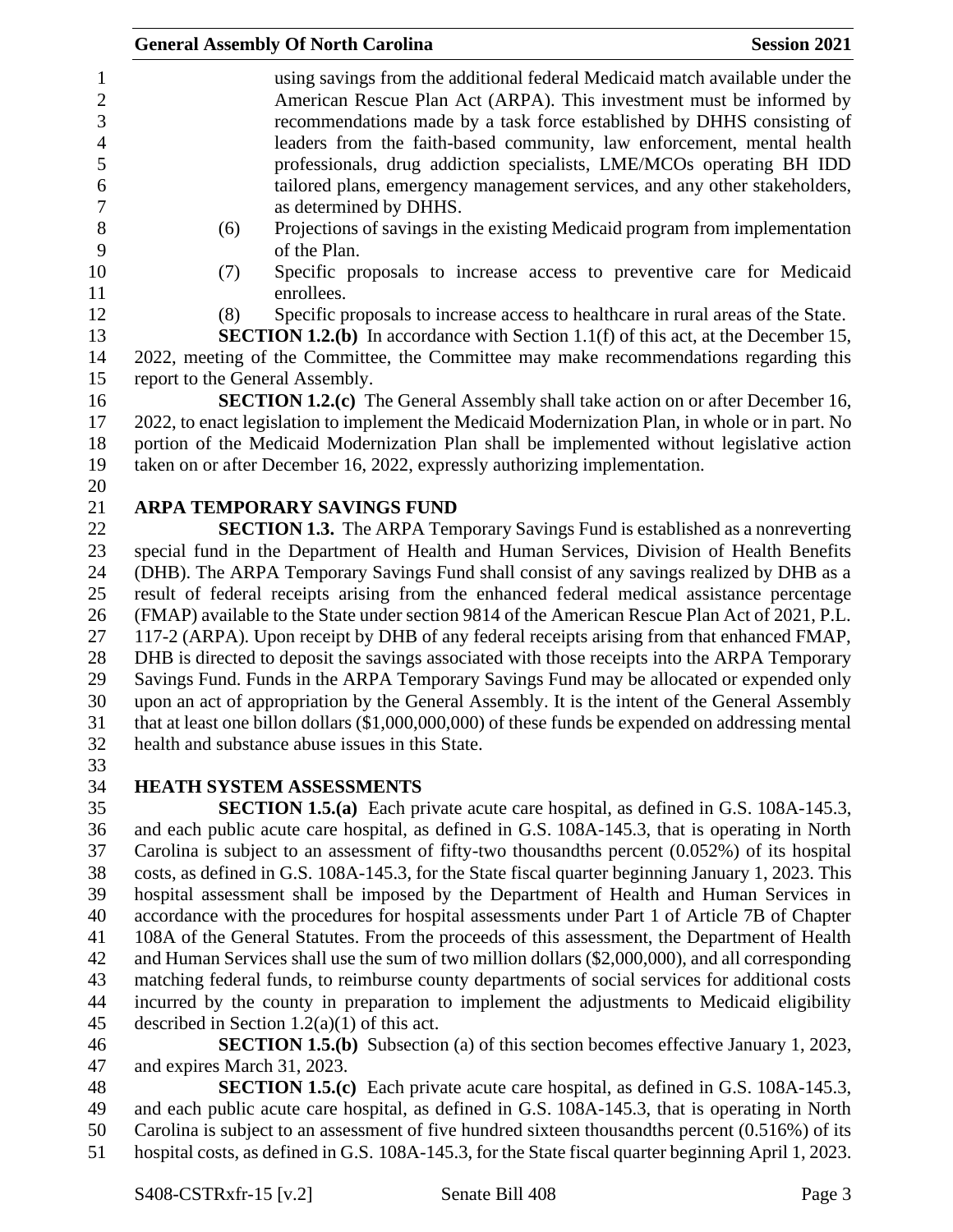using savings from the additional federal Medicaid match available under the American Rescue Plan Act (ARPA). This investment must be informed by recommendations made by a task force established by DHHS consisting of leaders from the faith-based community, law enforcement, mental health professionals, drug addiction specialists, LME/MCOs operating BH IDD tailored plans, emergency management services, and any other stakeholders, as determined by DHHS.

(6) Projections of savings in the existing Medicaid program from implementation of the Plan.

(7) Specific proposals to increase access to preventive care for Medicaid enrollees.

(8) Specific proposals to increase access to healthcare in rural areas of the State.

**SECTION 1.2.(b)** In accordance with Section 1.1(f) of this act, at the December 15, 2022, meeting of the Committee, the Committee may make recommendations regarding this report to the General Assembly.

**SECTION 1.2.(c)** The General Assembly shall take action on or after December 16, 2022, to enact legislation to implement the Medicaid Modernization Plan, in whole or in part. No portion of the Medicaid Modernization Plan shall be implemented without legislative action taken on or after December 16, 2022, expressly authorizing implementation.

**ARPA TEMPORARY SAVINGS FUND**

**SECTION 1.3.** The ARPA Temporary Savings Fund is established as a nonreverting special fund in the Department of Health and Human Services, Division of Health Benefits (DHB). The ARPA Temporary Savings Fund shall consist of any savings realized by DHB as a result of federal receipts arising from the enhanced federal medical assistance percentage (FMAP) available to the State under section 9814 of the American Rescue Plan Act of 2021, P.L. 117-2 (ARPA). Upon receipt by DHB of any federal receipts arising from that enhanced FMAP, DHB is directed to deposit the savings associated with those receipts into the ARPA Temporary Savings Fund. Funds in the ARPA Temporary Savings Fund may be allocated or expended only upon an act of appropriation by the General Assembly. It is the intent of the General Assembly that at least one billon dollars ($1,000,000,000) of these funds be expended on addressing mental health and substance abuse issues in this State.

**HEATH SYSTEM ASSESSMENTS**

**SECTION 1.5.(a)** Each private acute care hospital, as defined in G.S. 108A-145.3, and each public acute care hospital, as defined in G.S. 108A-145.3, that is operating in North Carolina is subject to an assessment of fifty-two thousandths percent (0.052%) of its hospital costs, as defined in G.S. 108A-145.3, for the State fiscal quarter beginning January 1, 2023. This hospital assessment shall be imposed by the Department of Health and Human Services in accordance with the procedures for hospital assessments under Part 1 of Article 7B of Chapter 108A of the General Statutes. From the proceeds of this assessment, the Department of Health and Human Services shall use the sum of two million dollars ($2,000,000), and all corresponding matching federal funds, to reimburse county departments of social services for additional costs incurred by the county in preparation to implement the adjustments to Medicaid eligibility described in Section 1.2(a)(1) of this act.

**SECTION 1.5.(b)** Subsection (a) of this section becomes effective January 1, 2023, and expires March 31, 2023.

**SECTION 1.5.(c)** Each private acute care hospital, as defined in G.S. 108A-145.3, and each public acute care hospital, as defined in G.S. 108A-145.3, that is operating in North Carolina is subject to an assessment of five hundred sixteen thousandths percent (0.516%) of its hospital costs, as defined in G.S. 108A-145.3, for the State fiscal quarter beginning April 1, 2023.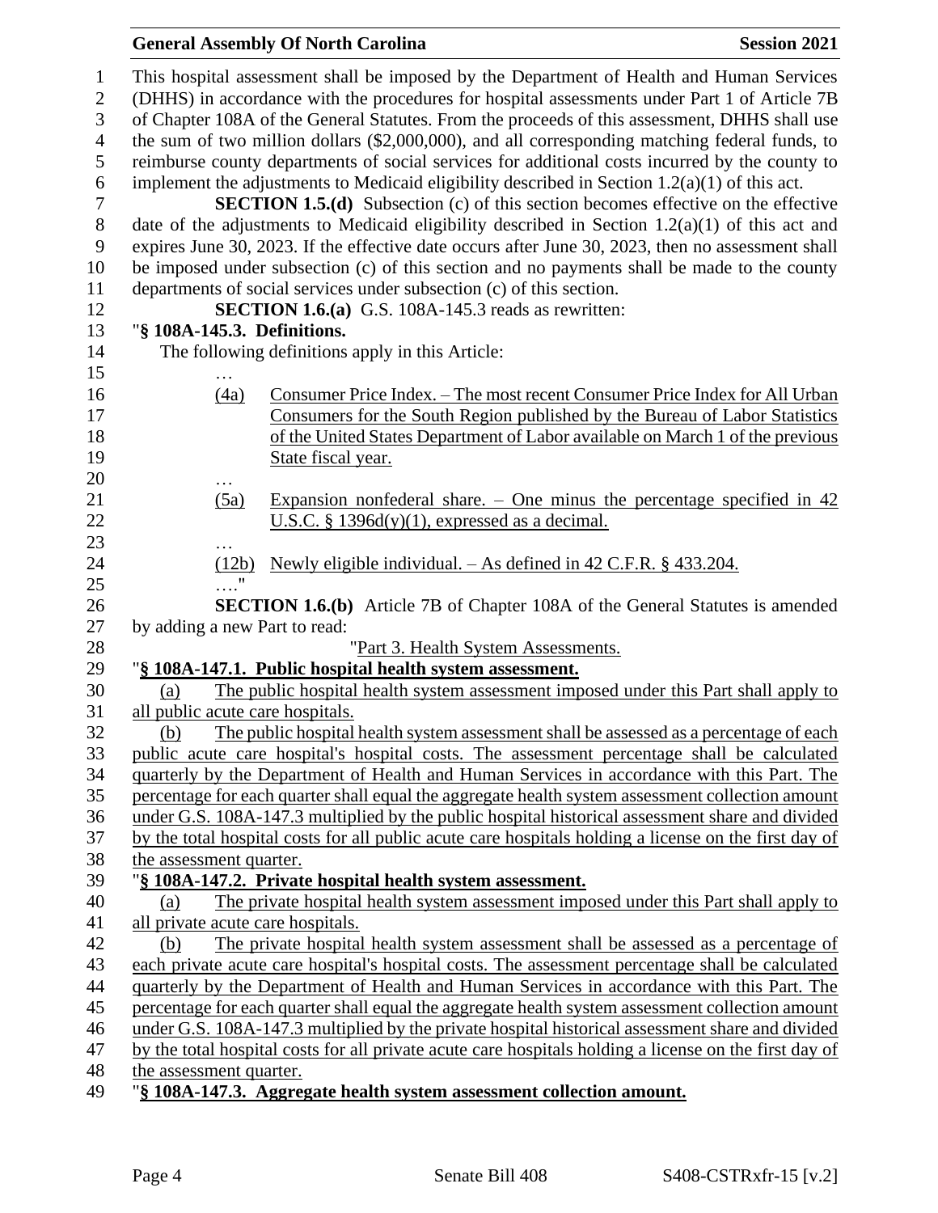This hospital assessment shall be imposed by the Department of Health and Human Services (DHHS) in accordance with the procedures for hospital assessments under Part 1 of Article 7B of Chapter 108A of the General Statutes. From the proceeds of this assessment, DHHS shall use the sum of two million dollars ($2,000,000), and all corresponding matching federal funds, to reimburse county departments of social services for additional costs incurred by the county to implement the adjustments to Medicaid eligibility described in Section 1.2(a)(1) of this act.

**SECTION 1.5.(d)** Subsection (c) of this section becomes effective on the effective date of the adjustments to Medicaid eligibility described in Section 1.2(a)(1) of this act and expires June 30, 2023. If the effective date occurs after June 30, 2023, then no assessment shall be imposed under subsection (c) of this section and no payments shall be made to the county departments of social services under subsection (c) of this section.

**SECTION 1.6.(a)** G.S. 108A-145.3 reads as rewritten:

"**§ 108A-145.3. Definitions.**

The following definitions apply in this Article:

…

<u>(4a)</u> <u>Consumer Price Index. – The most recent Consumer Price Index for All Urban Consumers for the South Region published by the Bureau of Labor Statistics of the United States Department of Labor available on March 1 of the previous State fiscal year.</u>

…

<u>(5a)</u> <u>Expansion nonfederal share. – One minus the percentage specified in 42 U.S.C. § 1396d(y)(1), expressed as a decimal.</u>

…

<u>(12b)</u> <u>Newly eligible individual. – As defined in 42 C.F.R. § 433.204.</u>

…."

**SECTION 1.6.(b)** Article 7B of Chapter 108A of the General Statutes is amended by adding a new Part to read:

"<u>Part 3. Health System Assessments.</u>

"**<u>§ 108A-147.1. Public hospital health system assessment.</u>**

<u>(a) The public hospital health system assessment imposed under this Part shall apply to all public acute care hospitals.</u>

<u>(b) The public hospital health system assessment shall be assessed as a percentage of each public acute care hospital's hospital costs. The assessment percentage shall be calculated quarterly by the Department of Health and Human Services in accordance with this Part. The percentage for each quarter shall equal the aggregate health system assessment collection amount under G.S. 108A-147.3 multiplied by the public hospital historical assessment share and divided by the total hospital costs for all public acute care hospitals holding a license on the first day of the assessment quarter.</u>

"**<u>§ 108A-147.2. Private hospital health system assessment.</u>**

<u>(a) The private hospital health system assessment imposed under this Part shall apply to all private acute care hospitals.</u>

<u>(b) The private hospital health system assessment shall be assessed as a percentage of each private acute care hospital's hospital costs. The assessment percentage shall be calculated quarterly by the Department of Health and Human Services in accordance with this Part. The percentage for each quarter shall equal the aggregate health system assessment collection amount under G.S. 108A-147.3 multiplied by the private hospital historical assessment share and divided by the total hospital costs for all private acute care hospitals holding a license on the first day of the assessment quarter.</u>

"**<u>§ 108A-147.3. Aggregate health system assessment collection amount.</u>**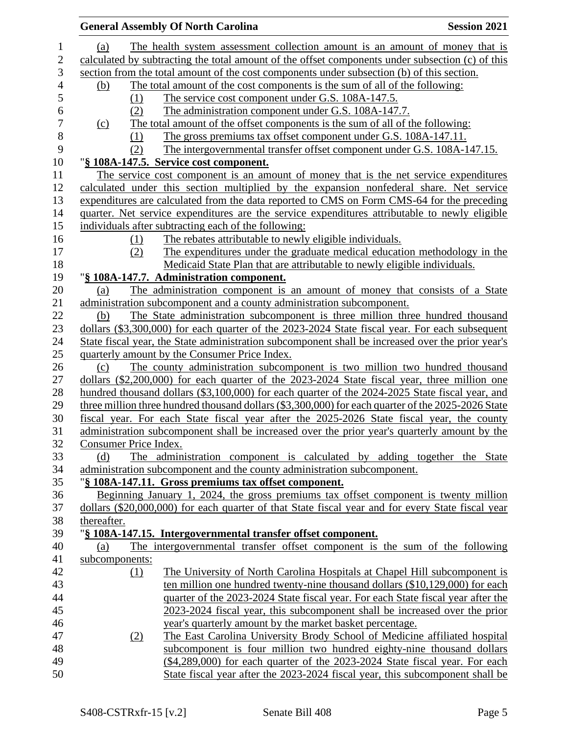(a) The health system assessment collection amount is an amount of money that is calculated by subtracting the total amount of the offset components under subsection (c) of this section from the total amount of the cost components under subsection (b) of this section.

(b) The total amount of the cost components is the sum of all of the following:

- (1) The service cost component under G.S. 108A-147.5.
- (2) The administration component under G.S. 108A-147.7.

(c) The total amount of the offset components is the sum of all of the following:

- (1) The gross premiums tax offset component under G.S. 108A-147.11.
- (2) The intergovernmental transfer offset component under G.S. 108A-147.15.

"**§ 108A-147.5. Service cost component.**

The service cost component is an amount of money that is the net service expenditures calculated under this section multiplied by the expansion nonfederal share. Net service expenditures are calculated from the data reported to CMS on Form CMS-64 for the preceding quarter. Net service expenditures are the service expenditures attributable to newly eligible individuals after subtracting each of the following:

- (1) The rebates attributable to newly eligible individuals.
- (2) The expenditures under the graduate medical education methodology in the Medicaid State Plan that are attributable to newly eligible individuals.

"**§ 108A-147.7. Administration component.**

(a) The administration component is an amount of money that consists of a State administration subcomponent and a county administration subcomponent.

(b) The State administration subcomponent is three million three hundred thousand dollars ($3,300,000) for each quarter of the 2023-2024 State fiscal year. For each subsequent State fiscal year, the State administration subcomponent shall be increased over the prior year's quarterly amount by the Consumer Price Index.

(c) The county administration subcomponent is two million two hundred thousand dollars ($2,200,000) for each quarter of the 2023-2024 State fiscal year, three million one hundred thousand dollars ($3,100,000) for each quarter of the 2024-2025 State fiscal year, and three million three hundred thousand dollars ($3,300,000) for each quarter of the 2025-2026 State fiscal year. For each State fiscal year after the 2025-2026 State fiscal year, the county administration subcomponent shall be increased over the prior year's quarterly amount by the Consumer Price Index.

(d) The administration component is calculated by adding together the State administration subcomponent and the county administration subcomponent.

"**§ 108A-147.11. Gross premiums tax offset component.**

Beginning January 1, 2024, the gross premiums tax offset component is twenty million dollars ($20,000,000) for each quarter of that State fiscal year and for every State fiscal year thereafter.

"**§ 108A-147.15. Intergovernmental transfer offset component.**

(a) The intergovernmental transfer offset component is the sum of the following subcomponents:

- (1) The University of North Carolina Hospitals at Chapel Hill subcomponent is ten million one hundred twenty-nine thousand dollars ($10,129,000) for each quarter of the 2023-2024 State fiscal year. For each State fiscal year after the 2023-2024 fiscal year, this subcomponent shall be increased over the prior year's quarterly amount by the market basket percentage.
- (2) The East Carolina University Brody School of Medicine affiliated hospital subcomponent is four million two hundred eighty-nine thousand dollars ($4,289,000) for each quarter of the 2023-2024 State fiscal year. For each State fiscal year after the 2023-2024 fiscal year, this subcomponent shall be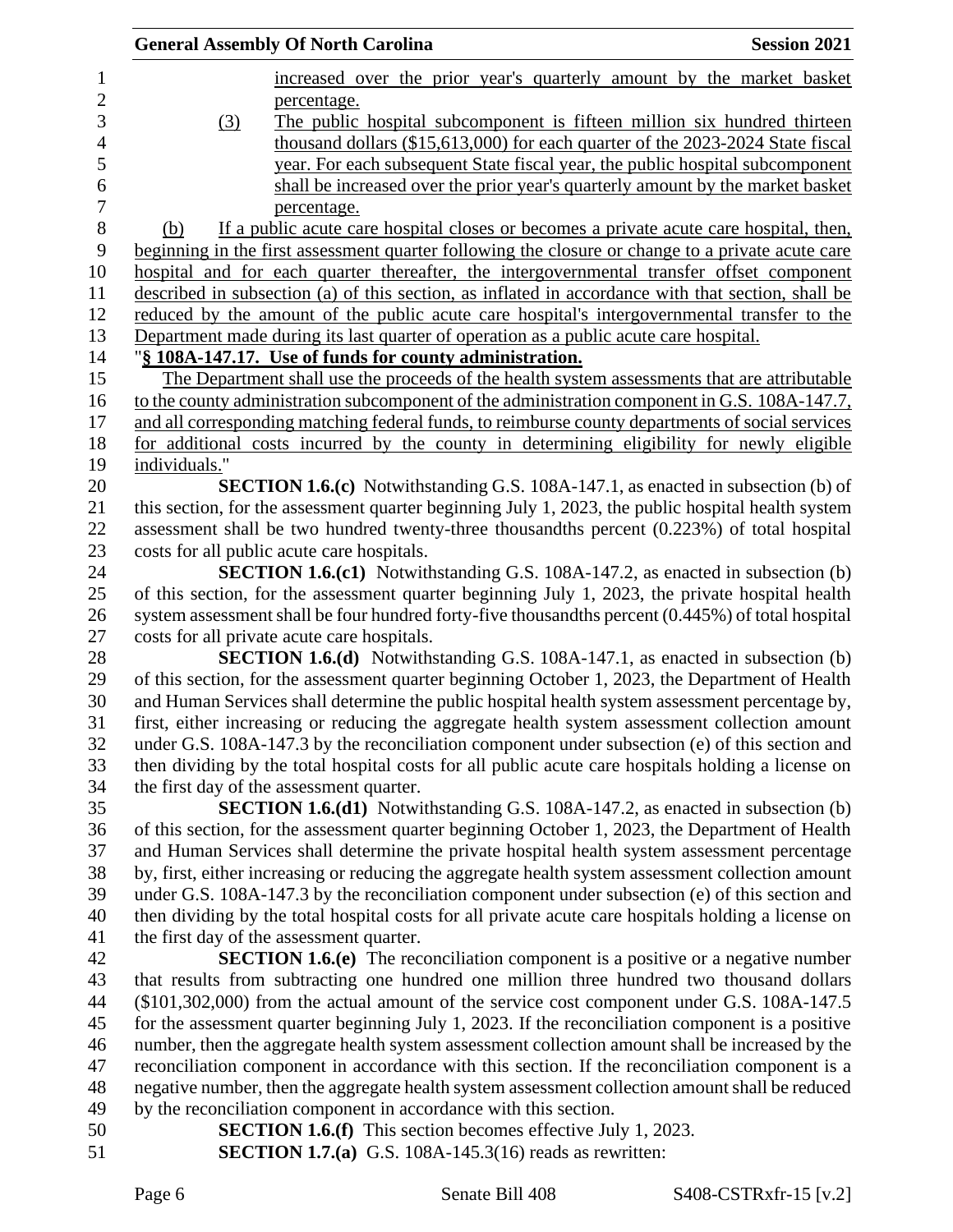increased over the prior year's quarterly amount by the market basket percentage.

(3) The public hospital subcomponent is fifteen million six hundred thirteen thousand dollars ($15,613,000) for each quarter of the 2023-2024 State fiscal year. For each subsequent State fiscal year, the public hospital subcomponent shall be increased over the prior year's quarterly amount by the market basket percentage.

(b) If a public acute care hospital closes or becomes a private acute care hospital, then, beginning in the first assessment quarter following the closure or change to a private acute care hospital and for each quarter thereafter, the intergovernmental transfer offset component described in subsection (a) of this section, as inflated in accordance with that section, shall be reduced by the amount of the public acute care hospital's intergovernmental transfer to the Department made during its last quarter of operation as a public acute care hospital.

"**§ 108A-147.17. Use of funds for county administration.**

The Department shall use the proceeds of the health system assessments that are attributable to the county administration subcomponent of the administration component in G.S. 108A-147.7, and all corresponding matching federal funds, to reimburse county departments of social services for additional costs incurred by the county in determining eligibility for newly eligible individuals."

**SECTION 1.6.(c)** Notwithstanding G.S. 108A-147.1, as enacted in subsection (b) of this section, for the assessment quarter beginning July 1, 2023, the public hospital health system assessment shall be two hundred twenty-three thousandths percent (0.223%) of total hospital costs for all public acute care hospitals.

**SECTION 1.6.(c1)** Notwithstanding G.S. 108A-147.2, as enacted in subsection (b) of this section, for the assessment quarter beginning July 1, 2023, the private hospital health system assessment shall be four hundred forty-five thousandths percent (0.445%) of total hospital costs for all private acute care hospitals.

**SECTION 1.6.(d)** Notwithstanding G.S. 108A-147.1, as enacted in subsection (b) of this section, for the assessment quarter beginning October 1, 2023, the Department of Health and Human Services shall determine the public hospital health system assessment percentage by, first, either increasing or reducing the aggregate health system assessment collection amount under G.S. 108A-147.3 by the reconciliation component under subsection (e) of this section and then dividing by the total hospital costs for all public acute care hospitals holding a license on the first day of the assessment quarter.

**SECTION 1.6.(d1)** Notwithstanding G.S. 108A-147.2, as enacted in subsection (b) of this section, for the assessment quarter beginning October 1, 2023, the Department of Health and Human Services shall determine the private hospital health system assessment percentage by, first, either increasing or reducing the aggregate health system assessment collection amount under G.S. 108A-147.3 by the reconciliation component under subsection (e) of this section and then dividing by the total hospital costs for all private acute care hospitals holding a license on the first day of the assessment quarter.

**SECTION 1.6.(e)** The reconciliation component is a positive or a negative number that results from subtracting one hundred one million three hundred two thousand dollars ($101,302,000) from the actual amount of the service cost component under G.S. 108A-147.5 for the assessment quarter beginning July 1, 2023. If the reconciliation component is a positive number, then the aggregate health system assessment collection amount shall be increased by the reconciliation component in accordance with this section. If the reconciliation component is a negative number, then the aggregate health system assessment collection amount shall be reduced by the reconciliation component in accordance with this section.

**SECTION 1.6.(f)** This section becomes effective July 1, 2023.

**SECTION 1.7.(a)** G.S. 108A-145.3(16) reads as rewritten: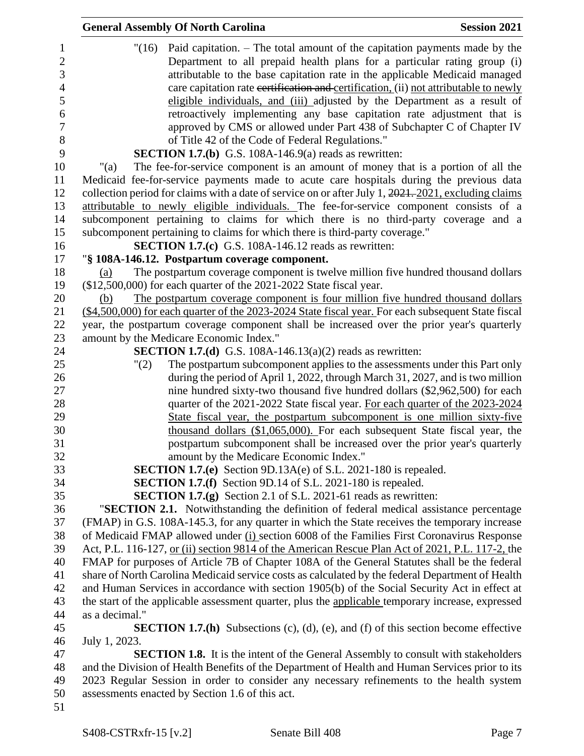"(16) Paid capitation. – The total amount of the capitation payments made by the Department to all prepaid health plans for a particular rating group (i) attributable to the base capitation rate in the applicable Medicaid managed care capitation rate ~~certification and~~ certification, (ii) not attributable to newly eligible individuals, and (iii) adjusted by the Department as a result of retroactively implementing any base capitation rate adjustment that is approved by CMS or allowed under Part 438 of Subchapter C of Chapter IV of Title 42 of the Code of Federal Regulations."

**SECTION 1.7.(b)** G.S. 108A-146.9(a) reads as rewritten:

"(a) The fee-for-service component is an amount of money that is a portion of all the Medicaid fee-for-service payments made to acute care hospitals during the previous data collection period for claims with a date of service on or after July 1, ~~2021.~~ 2021, excluding claims attributable to newly eligible individuals. The fee-for-service component consists of a subcomponent pertaining to claims for which there is no third-party coverage and a subcomponent pertaining to claims for which there is third-party coverage."

**SECTION 1.7.(c)** G.S. 108A-146.12 reads as rewritten:

"**§ 108A-146.12. Postpartum coverage component.**

(a) The postpartum coverage component is twelve million five hundred thousand dollars ($12,500,000) for each quarter of the 2021-2022 State fiscal year.

(b) The postpartum coverage component is four million five hundred thousand dollars ($4,500,000) for each quarter of the 2023-2024 State fiscal year. For each subsequent State fiscal year, the postpartum coverage component shall be increased over the prior year's quarterly amount by the Medicare Economic Index."

**SECTION 1.7.(d)** G.S. 108A-146.13(a)(2) reads as rewritten:

"(2) The postpartum subcomponent applies to the assessments under this Part only during the period of April 1, 2022, through March 31, 2027, and is two million nine hundred sixty-two thousand five hundred dollars ($2,962,500) for each quarter of the 2021-2022 State fiscal year. For each quarter of the 2023-2024 State fiscal year, the postpartum subcomponent is one million sixty-five thousand dollars ($1,065,000). For each subsequent State fiscal year, the postpartum subcomponent shall be increased over the prior year's quarterly amount by the Medicare Economic Index."

**SECTION 1.7.(e)** Section 9D.13A(e) of S.L. 2021-180 is repealed.

**SECTION 1.7.(f)** Section 9D.14 of S.L. 2021-180 is repealed.

**SECTION 1.7.(g)** Section 2.1 of S.L. 2021-61 reads as rewritten:

"**SECTION 2.1.** Notwithstanding the definition of federal medical assistance percentage (FMAP) in G.S. 108A-145.3, for any quarter in which the State receives the temporary increase of Medicaid FMAP allowed under (i) section 6008 of the Families First Coronavirus Response Act, P.L. 116-127, or (ii) section 9814 of the American Rescue Plan Act of 2021, P.L. 117-2, the FMAP for purposes of Article 7B of Chapter 108A of the General Statutes shall be the federal share of North Carolina Medicaid service costs as calculated by the federal Department of Health and Human Services in accordance with section 1905(b) of the Social Security Act in effect at the start of the applicable assessment quarter, plus the applicable temporary increase, expressed as a decimal."

**SECTION 1.7.(h)** Subsections (c), (d), (e), and (f) of this section become effective July 1, 2023.

**SECTION 1.8.** It is the intent of the General Assembly to consult with stakeholders and the Division of Health Benefits of the Department of Health and Human Services prior to its 2023 Regular Session in order to consider any necessary refinements to the health system assessments enacted by Section 1.6 of this act.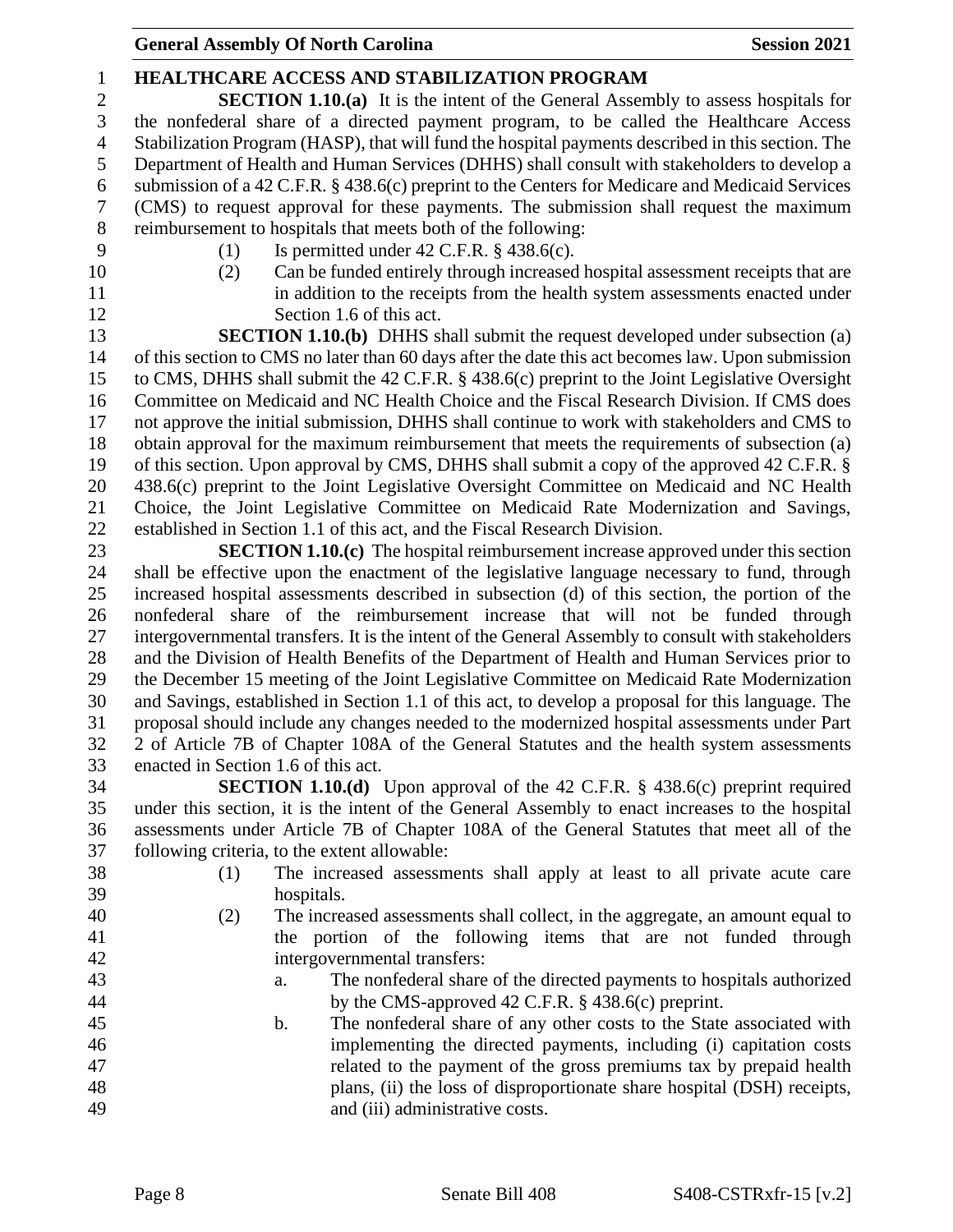## HEALTHCARE ACCESS AND STABILIZATION PROGRAM

**SECTION 1.10.(a)** It is the intent of the General Assembly to assess hospitals for the nonfederal share of a directed payment program, to be called the Healthcare Access Stabilization Program (HASP), that will fund the hospital payments described in this section. The Department of Health and Human Services (DHHS) shall consult with stakeholders to develop a submission of a 42 C.F.R. § 438.6(c) preprint to the Centers for Medicare and Medicaid Services (CMS) to request approval for these payments. The submission shall request the maximum reimbursement to hospitals that meets both of the following:

(1) Is permitted under 42 C.F.R. § 438.6(c).

(2) Can be funded entirely through increased hospital assessment receipts that are in addition to the receipts from the health system assessments enacted under Section 1.6 of this act.

**SECTION 1.10.(b)** DHHS shall submit the request developed under subsection (a) of this section to CMS no later than 60 days after the date this act becomes law. Upon submission to CMS, DHHS shall submit the 42 C.F.R. § 438.6(c) preprint to the Joint Legislative Oversight Committee on Medicaid and NC Health Choice and the Fiscal Research Division. If CMS does not approve the initial submission, DHHS shall continue to work with stakeholders and CMS to obtain approval for the maximum reimbursement that meets the requirements of subsection (a) of this section. Upon approval by CMS, DHHS shall submit a copy of the approved 42 C.F.R. § 438.6(c) preprint to the Joint Legislative Oversight Committee on Medicaid and NC Health Choice, the Joint Legislative Committee on Medicaid Rate Modernization and Savings, established in Section 1.1 of this act, and the Fiscal Research Division.

**SECTION 1.10.(c)** The hospital reimbursement increase approved under this section shall be effective upon the enactment of the legislative language necessary to fund, through increased hospital assessments described in subsection (d) of this section, the portion of the nonfederal share of the reimbursement increase that will not be funded through intergovernmental transfers. It is the intent of the General Assembly to consult with stakeholders and the Division of Health Benefits of the Department of Health and Human Services prior to the December 15 meeting of the Joint Legislative Committee on Medicaid Rate Modernization and Savings, established in Section 1.1 of this act, to develop a proposal for this language. The proposal should include any changes needed to the modernized hospital assessments under Part 2 of Article 7B of Chapter 108A of the General Statutes and the health system assessments enacted in Section 1.6 of this act.

**SECTION 1.10.(d)** Upon approval of the 42 C.F.R. § 438.6(c) preprint required under this section, it is the intent of the General Assembly to enact increases to the hospital assessments under Article 7B of Chapter 108A of the General Statutes that meet all of the following criteria, to the extent allowable:

(1) The increased assessments shall apply at least to all private acute care hospitals.

(2) The increased assessments shall collect, in the aggregate, an amount equal to the portion of the following items that are not funded through intergovernmental transfers:

a. The nonfederal share of the directed payments to hospitals authorized by the CMS-approved 42 C.F.R. § 438.6(c) preprint.

b. The nonfederal share of any other costs to the State associated with implementing the directed payments, including (i) capitation costs related to the payment of the gross premiums tax by prepaid health plans, (ii) the loss of disproportionate share hospital (DSH) receipts, and (iii) administrative costs.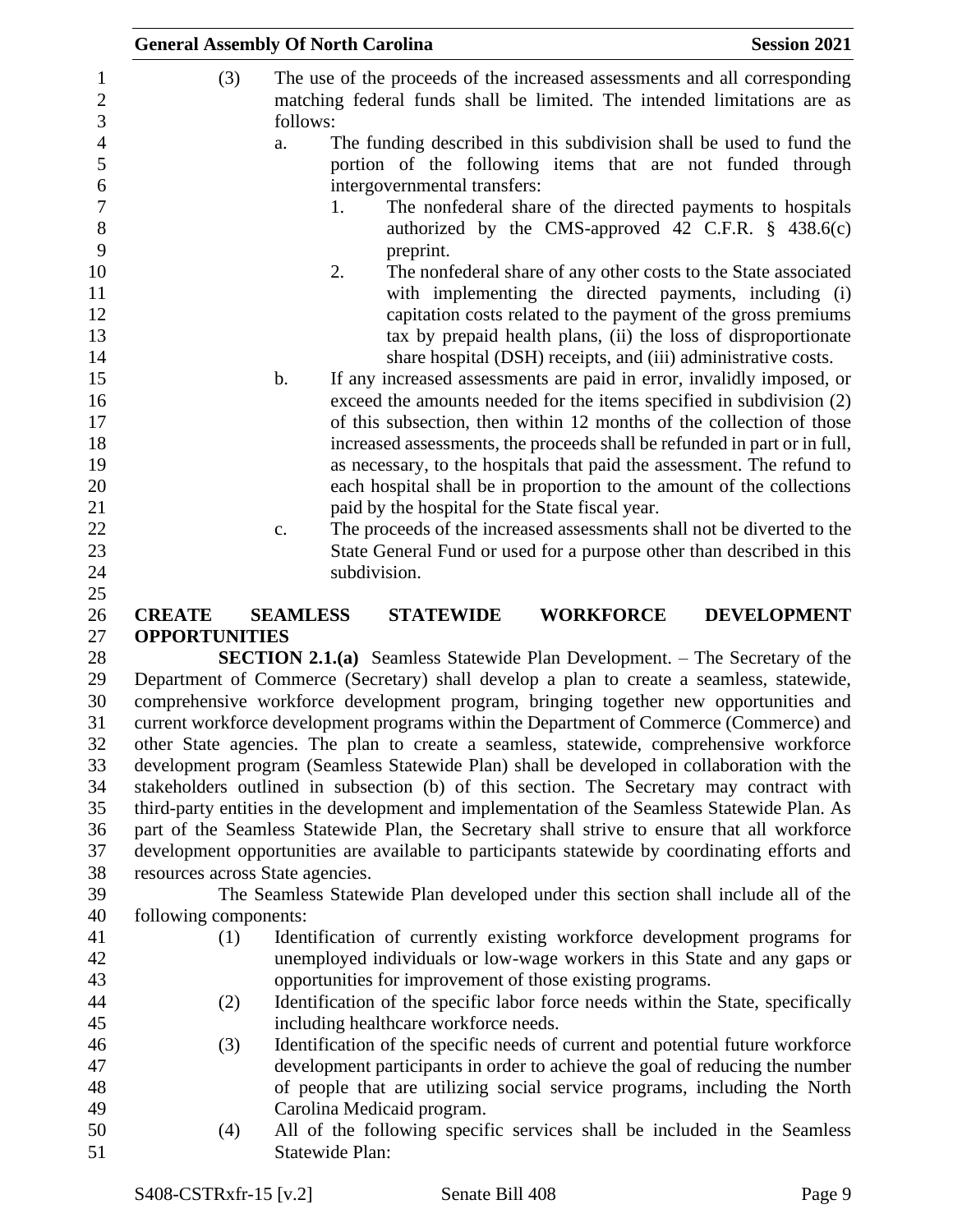(3) The use of the proceeds of the increased assessments and all corresponding matching federal funds shall be limited. The intended limitations are as follows:

a. The funding described in this subdivision shall be used to fund the portion of the following items that are not funded through intergovernmental transfers:

1. The nonfederal share of the directed payments to hospitals authorized by the CMS-approved 42 C.F.R. § 438.6(c) preprint.

2. The nonfederal share of any other costs to the State associated with implementing the directed payments, including (i) capitation costs related to the payment of the gross premiums tax by prepaid health plans, (ii) the loss of disproportionate share hospital (DSH) receipts, and (iii) administrative costs.

b. If any increased assessments are paid in error, invalidly imposed, or exceed the amounts needed for the items specified in subdivision (2) of this subsection, then within 12 months of the collection of those increased assessments, the proceeds shall be refunded in part or in full, as necessary, to the hospitals that paid the assessment. The refund to each hospital shall be in proportion to the amount of the collections paid by the hospital for the State fiscal year.

c. The proceeds of the increased assessments shall not be diverted to the State General Fund or used for a purpose other than described in this subdivision.

**CREATE SEAMLESS STATEWIDE WORKFORCE DEVELOPMENT OPPORTUNITIES**

**SECTION 2.1.(a)** Seamless Statewide Plan Development. – The Secretary of the Department of Commerce (Secretary) shall develop a plan to create a seamless, statewide, comprehensive workforce development program, bringing together new opportunities and current workforce development programs within the Department of Commerce (Commerce) and other State agencies. The plan to create a seamless, statewide, comprehensive workforce development program (Seamless Statewide Plan) shall be developed in collaboration with the stakeholders outlined in subsection (b) of this section. The Secretary may contract with third-party entities in the development and implementation of the Seamless Statewide Plan. As part of the Seamless Statewide Plan, the Secretary shall strive to ensure that all workforce development opportunities are available to participants statewide by coordinating efforts and resources across State agencies.

The Seamless Statewide Plan developed under this section shall include all of the following components:

(1) Identification of currently existing workforce development programs for unemployed individuals or low-wage workers in this State and any gaps or opportunities for improvement of those existing programs.

(2) Identification of the specific labor force needs within the State, specifically including healthcare workforce needs.

(3) Identification of the specific needs of current and potential future workforce development participants in order to achieve the goal of reducing the number of people that are utilizing social service programs, including the North Carolina Medicaid program.

(4) All of the following specific services shall be included in the Seamless Statewide Plan: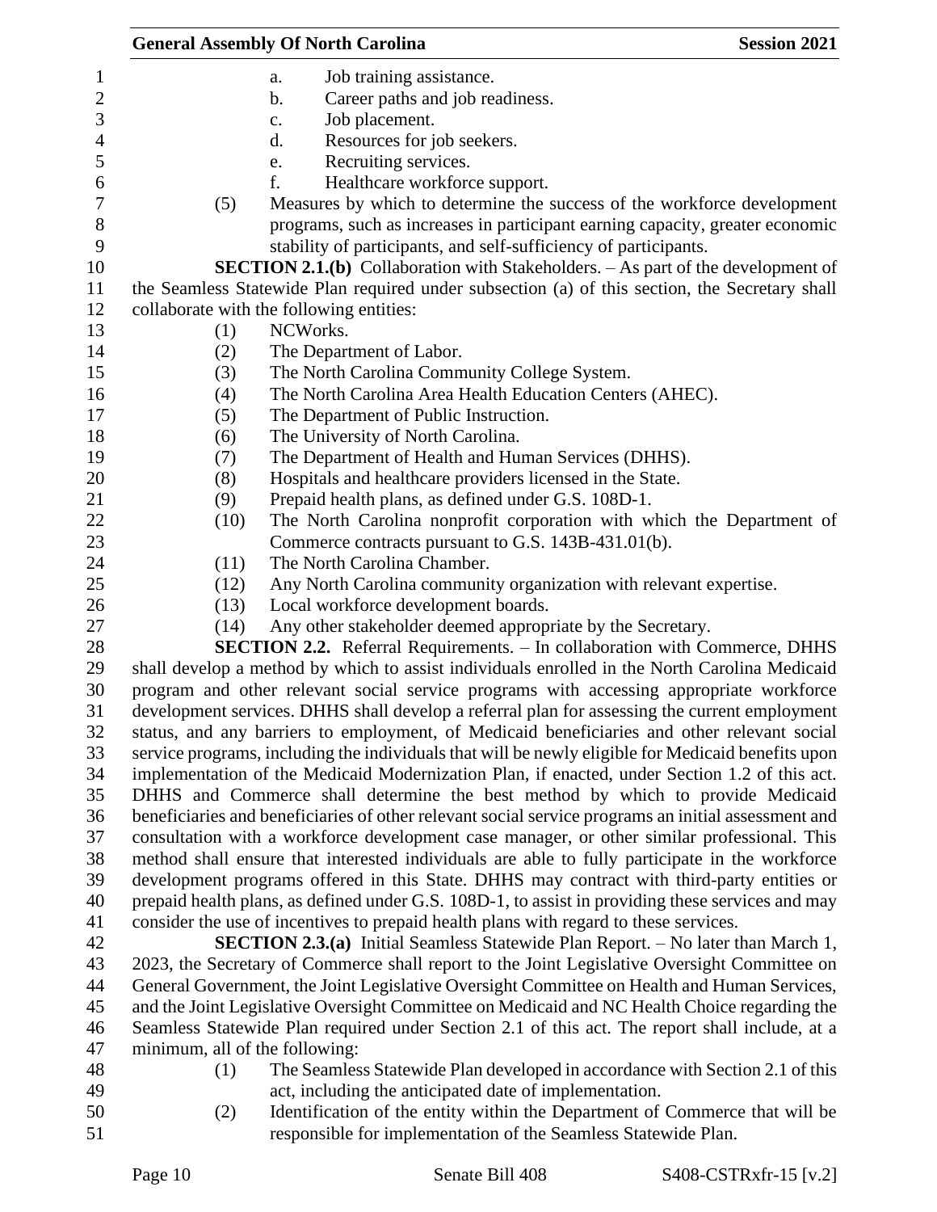a. Job training assistance.
b. Career paths and job readiness.
c. Job placement.
d. Resources for job seekers.
e. Recruiting services.
f. Healthcare workforce support.

(5) Measures by which to determine the success of the workforce development programs, such as increases in participant earning capacity, greater economic stability of participants, and self-sufficiency of participants.

**SECTION 2.1.(b)** Collaboration with Stakeholders. – As part of the development of the Seamless Statewide Plan required under subsection (a) of this section, the Secretary shall collaborate with the following entities:

(1) NCWorks.
(2) The Department of Labor.
(3) The North Carolina Community College System.
(4) The North Carolina Area Health Education Centers (AHEC).
(5) The Department of Public Instruction.
(6) The University of North Carolina.
(7) The Department of Health and Human Services (DHHS).
(8) Hospitals and healthcare providers licensed in the State.
(9) Prepaid health plans, as defined under G.S. 108D-1.
(10) The North Carolina nonprofit corporation with which the Department of Commerce contracts pursuant to G.S. 143B-431.01(b).
(11) The North Carolina Chamber.
(12) Any North Carolina community organization with relevant expertise.
(13) Local workforce development boards.
(14) Any other stakeholder deemed appropriate by the Secretary.

**SECTION 2.2.** Referral Requirements. – In collaboration with Commerce, DHHS shall develop a method by which to assist individuals enrolled in the North Carolina Medicaid program and other relevant social service programs with accessing appropriate workforce development services. DHHS shall develop a referral plan for assessing the current employment status, and any barriers to employment, of Medicaid beneficiaries and other relevant social service programs, including the individuals that will be newly eligible for Medicaid benefits upon implementation of the Medicaid Modernization Plan, if enacted, under Section 1.2 of this act. DHHS and Commerce shall determine the best method by which to provide Medicaid beneficiaries and beneficiaries of other relevant social service programs an initial assessment and consultation with a workforce development case manager, or other similar professional. This method shall ensure that interested individuals are able to fully participate in the workforce development programs offered in this State. DHHS may contract with third-party entities or prepaid health plans, as defined under G.S. 108D-1, to assist in providing these services and may consider the use of incentives to prepaid health plans with regard to these services.

**SECTION 2.3.(a)** Initial Seamless Statewide Plan Report. – No later than March 1, 2023, the Secretary of Commerce shall report to the Joint Legislative Oversight Committee on General Government, the Joint Legislative Oversight Committee on Health and Human Services, and the Joint Legislative Oversight Committee on Medicaid and NC Health Choice regarding the Seamless Statewide Plan required under Section 2.1 of this act. The report shall include, at a minimum, all of the following:

(1) The Seamless Statewide Plan developed in accordance with Section 2.1 of this act, including the anticipated date of implementation.
(2) Identification of the entity within the Department of Commerce that will be responsible for implementation of the Seamless Statewide Plan.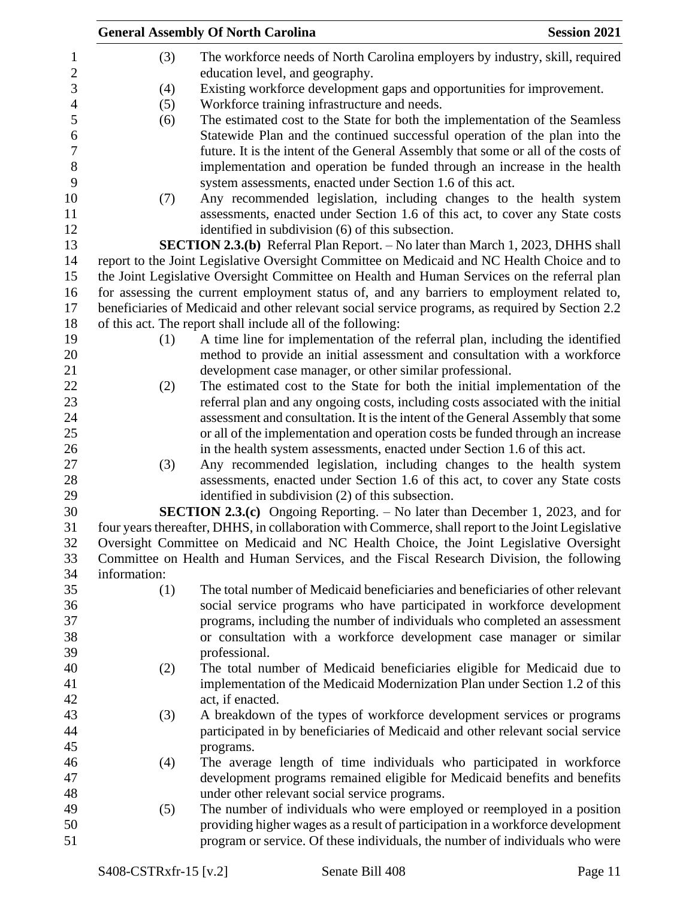(3) The workforce needs of North Carolina employers by industry, skill, required education level, and geography.

(4) Existing workforce development gaps and opportunities for improvement.

(5) Workforce training infrastructure and needs.

(6) The estimated cost to the State for both the implementation of the Seamless Statewide Plan and the continued successful operation of the plan into the future. It is the intent of the General Assembly that some or all of the costs of implementation and operation be funded through an increase in the health system assessments, enacted under Section 1.6 of this act.

(7) Any recommended legislation, including changes to the health system assessments, enacted under Section 1.6 of this act, to cover any State costs identified in subdivision (6) of this subsection.

**SECTION 2.3.(b)** Referral Plan Report. – No later than March 1, 2023, DHHS shall report to the Joint Legislative Oversight Committee on Medicaid and NC Health Choice and to the Joint Legislative Oversight Committee on Health and Human Services on the referral plan for assessing the current employment status of, and any barriers to employment related to, beneficiaries of Medicaid and other relevant social service programs, as required by Section 2.2 of this act. The report shall include all of the following:

(1) A time line for implementation of the referral plan, including the identified method to provide an initial assessment and consultation with a workforce development case manager, or other similar professional.

(2) The estimated cost to the State for both the initial implementation of the referral plan and any ongoing costs, including costs associated with the initial assessment and consultation. It is the intent of the General Assembly that some or all of the implementation and operation costs be funded through an increase in the health system assessments, enacted under Section 1.6 of this act.

(3) Any recommended legislation, including changes to the health system assessments, enacted under Section 1.6 of this act, to cover any State costs identified in subdivision (2) of this subsection.

**SECTION 2.3.(c)** Ongoing Reporting. – No later than December 1, 2023, and for four years thereafter, DHHS, in collaboration with Commerce, shall report to the Joint Legislative Oversight Committee on Medicaid and NC Health Choice, the Joint Legislative Oversight Committee on Health and Human Services, and the Fiscal Research Division, the following information:

(1) The total number of Medicaid beneficiaries and beneficiaries of other relevant social service programs who have participated in workforce development programs, including the number of individuals who completed an assessment or consultation with a workforce development case manager or similar professional.

(2) The total number of Medicaid beneficiaries eligible for Medicaid due to implementation of the Medicaid Modernization Plan under Section 1.2 of this act, if enacted.

(3) A breakdown of the types of workforce development services or programs participated in by beneficiaries of Medicaid and other relevant social service programs.

(4) The average length of time individuals who participated in workforce development programs remained eligible for Medicaid benefits and benefits under other relevant social service programs.

(5) The number of individuals who were employed or reemployed in a position providing higher wages as a result of participation in a workforce development program or service. Of these individuals, the number of individuals who were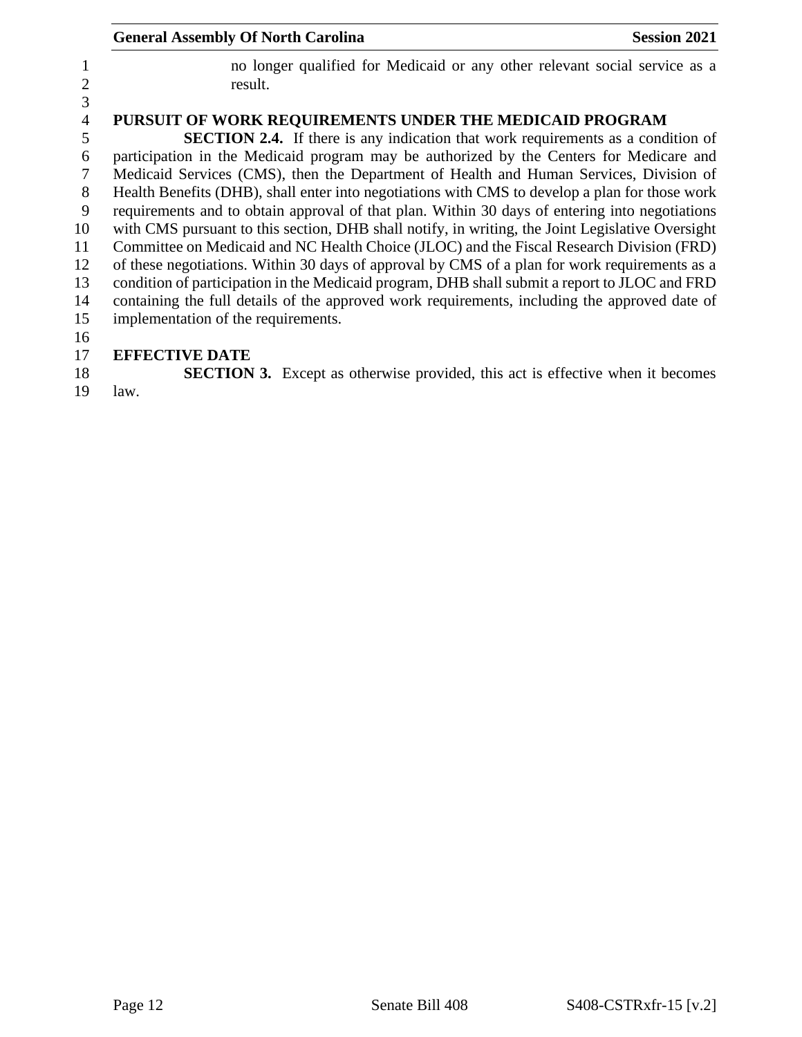no longer qualified for Medicaid or any other relevant social service as a result.

**PURSUIT OF WORK REQUIREMENTS UNDER THE MEDICAID PROGRAM**

**SECTION 2.4.** If there is any indication that work requirements as a condition of participation in the Medicaid program may be authorized by the Centers for Medicare and Medicaid Services (CMS), then the Department of Health and Human Services, Division of Health Benefits (DHB), shall enter into negotiations with CMS to develop a plan for those work requirements and to obtain approval of that plan. Within 30 days of entering into negotiations with CMS pursuant to this section, DHB shall notify, in writing, the Joint Legislative Oversight Committee on Medicaid and NC Health Choice (JLOC) and the Fiscal Research Division (FRD) of these negotiations. Within 30 days of approval by CMS of a plan for work requirements as a condition of participation in the Medicaid program, DHB shall submit a report to JLOC and FRD containing the full details of the approved work requirements, including the approved date of implementation of the requirements.

**EFFECTIVE DATE**

**SECTION 3.** Except as otherwise provided, this act is effective when it becomes law.